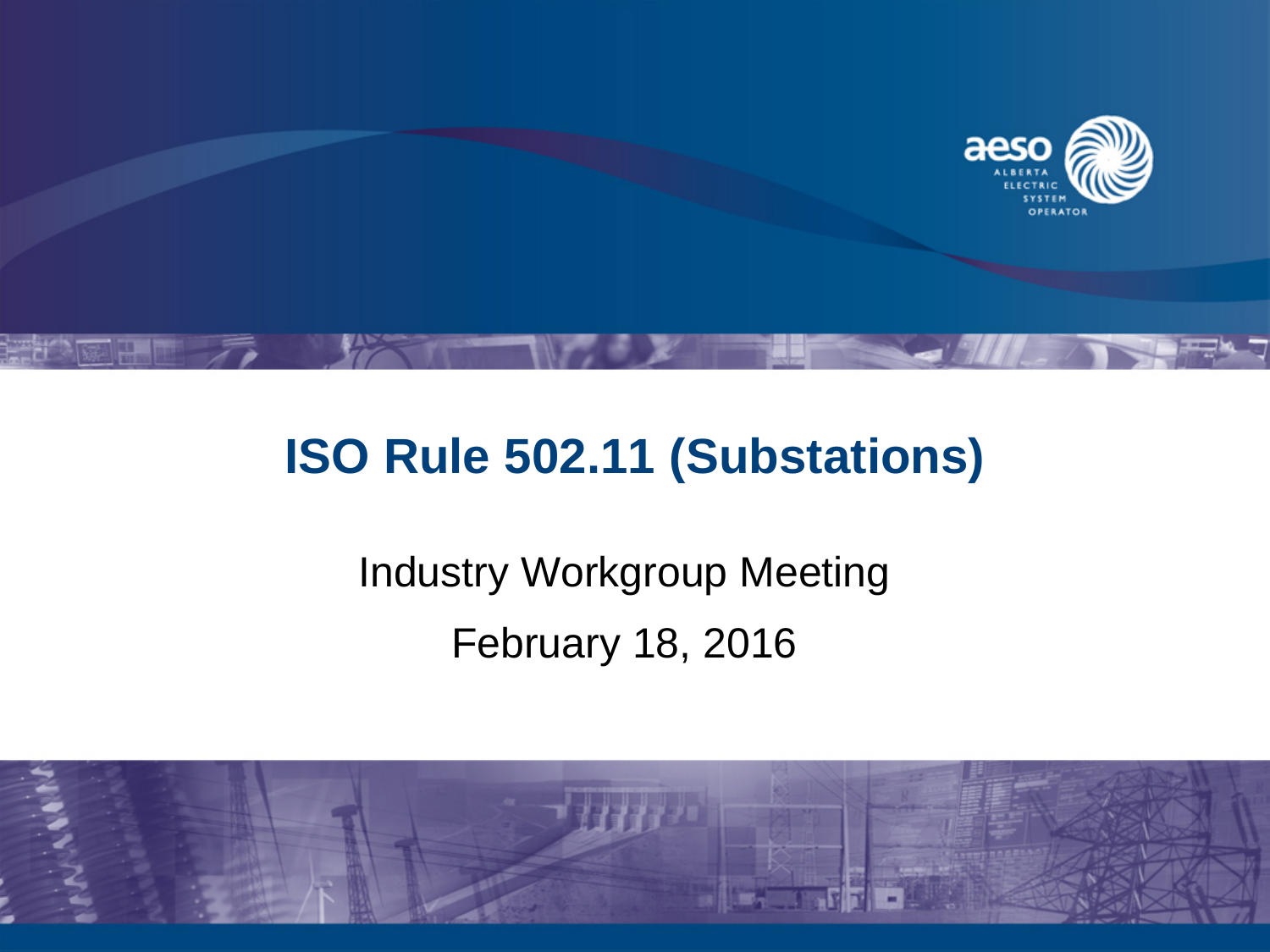# ISO Rule 502.11 (Substations)

Industry Workgroup Meeting

February 18, 2016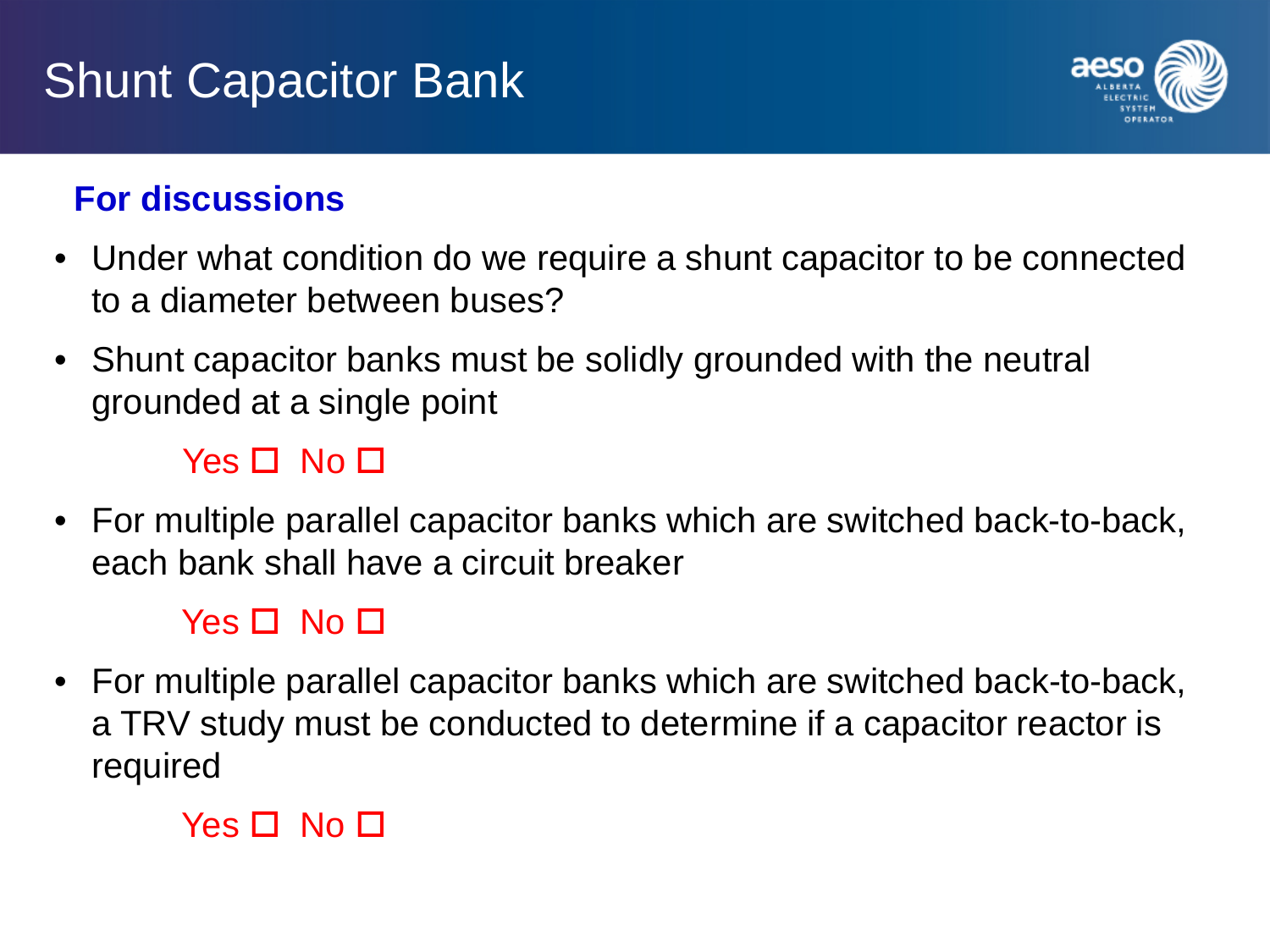# Shunt Capacitor Bank

**For discussions**

- Under what condition do we require a shunt capacitor to be connected to a diameter between buses?
- Shunt capacitor banks must be solidly grounded with the neutral grounded at a single point

  Yes ☐ No ☐

- For multiple parallel capacitor banks which are switched back-to-back, each bank shall have a circuit breaker

  Yes ☐ No ☐

- For multiple parallel capacitor banks which are switched back-to-back, a TRV study must be conducted to determine if a capacitor reactor is required

  Yes ☐ No ☐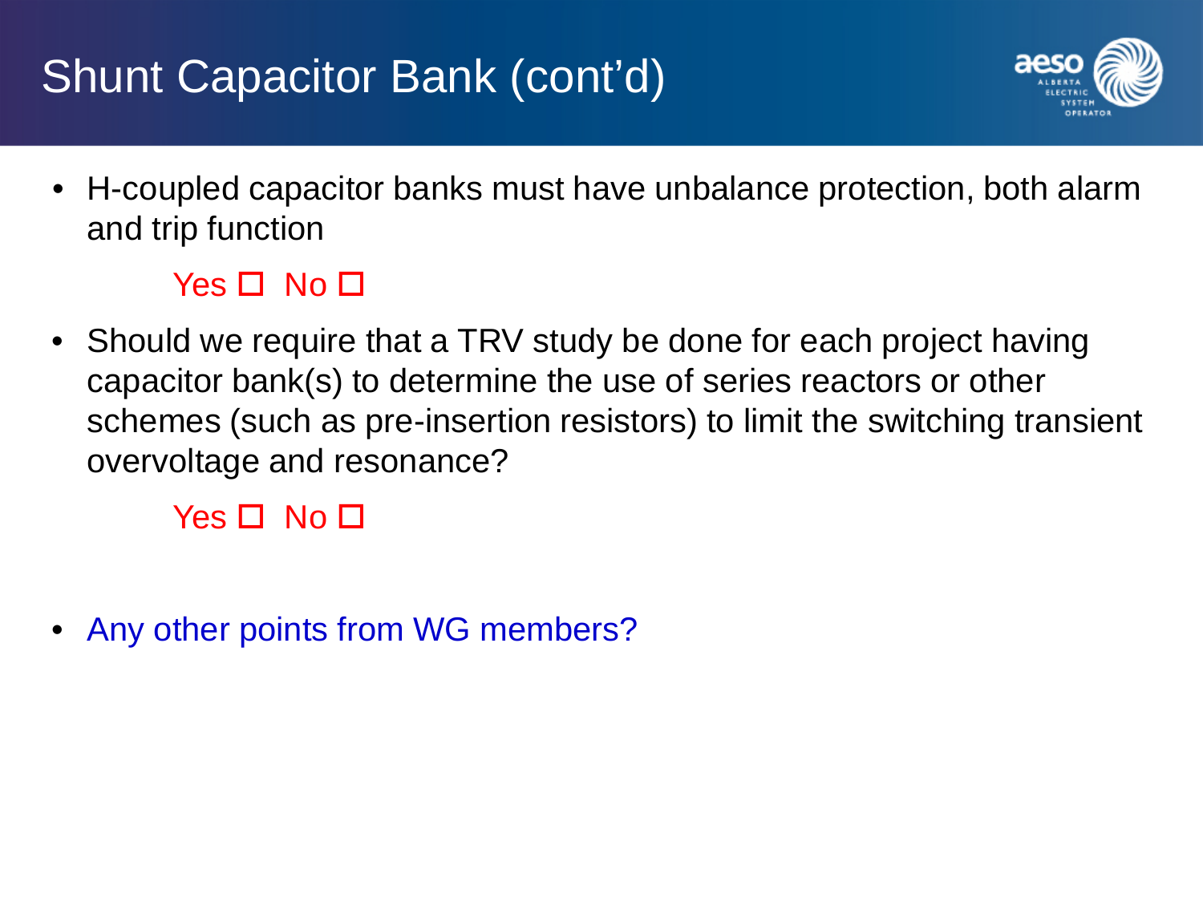# Shunt Capacitor Bank (cont'd)

- H-coupled capacitor banks must have unbalance protection, both alarm and trip function

  Yes ☐ No ☐

- Should we require that a TRV study be done for each project having capacitor bank(s) to determine the use of series reactors or other schemes (such as pre-insertion resistors) to limit the switching transient overvoltage and resonance?

  Yes ☐ No ☐

- Any other points from WG members?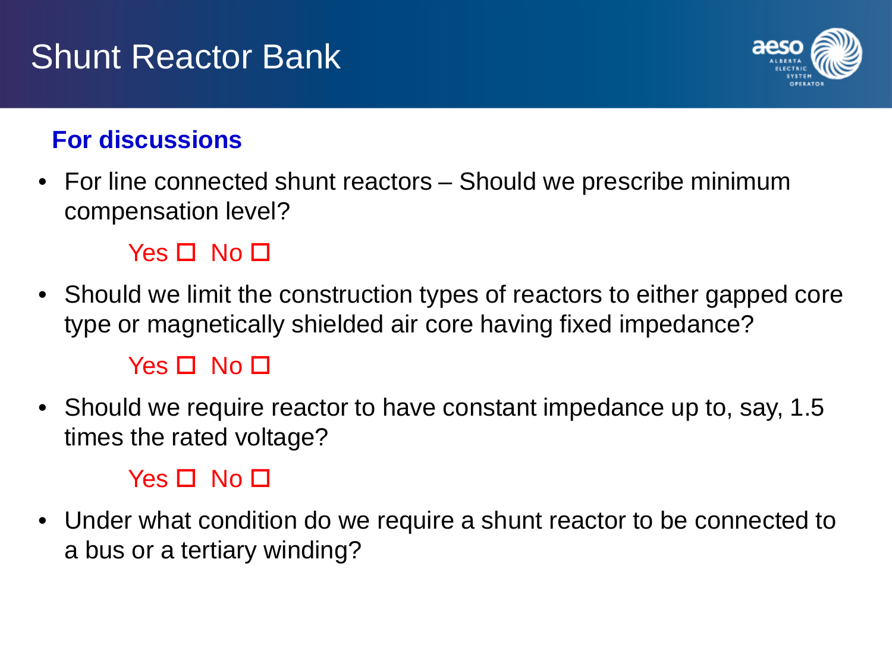# Shunt Reactor Bank

**For discussions**

- For line connected shunt reactors – Should we prescribe minimum compensation level?

  Yes ☐ No ☐

- Should we limit the construction types of reactors to either gapped core type or magnetically shielded air core having fixed impedance?

  Yes ☐ No ☐

- Should we require reactor to have constant impedance up to, say, 1.5 times the rated voltage?

  Yes ☐ No ☐

- Under what condition do we require a shunt reactor to be connected to a bus or a tertiary winding?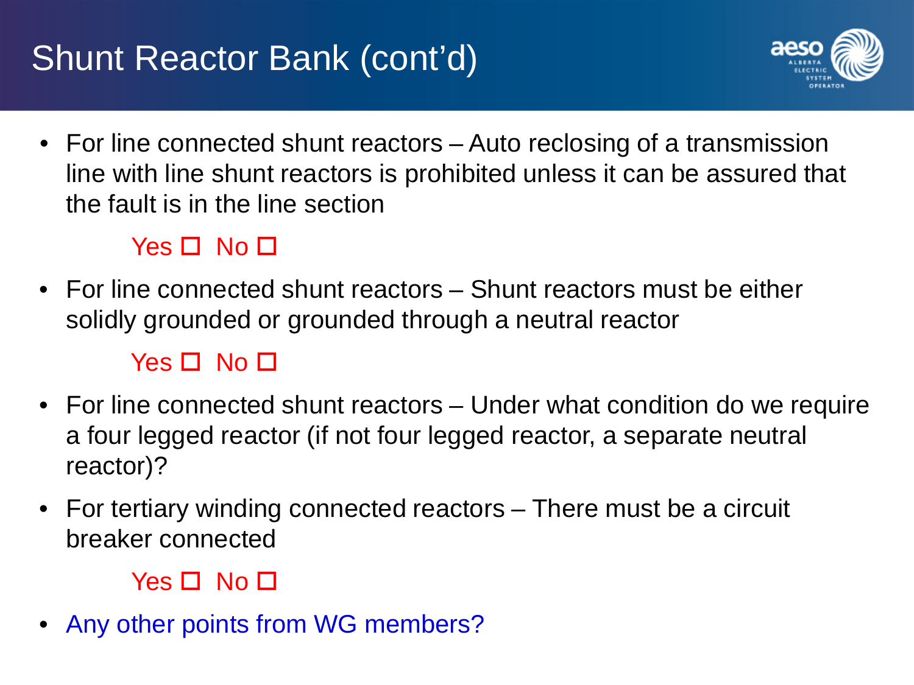# Shunt Reactor Bank (cont'd)

- For line connected shunt reactors – Auto reclosing of a transmission line with line shunt reactors is prohibited unless it can be assured that the fault is in the line section

  Yes ☐ No ☐

- For line connected shunt reactors – Shunt reactors must be either solidly grounded or grounded through a neutral reactor

  Yes ☐ No ☐

- For line connected shunt reactors – Under what condition do we require a four legged reactor (if not four legged reactor, a separate neutral reactor)?
- For tertiary winding connected reactors – There must be a circuit breaker connected

  Yes ☐ No ☐

- Any other points from WG members?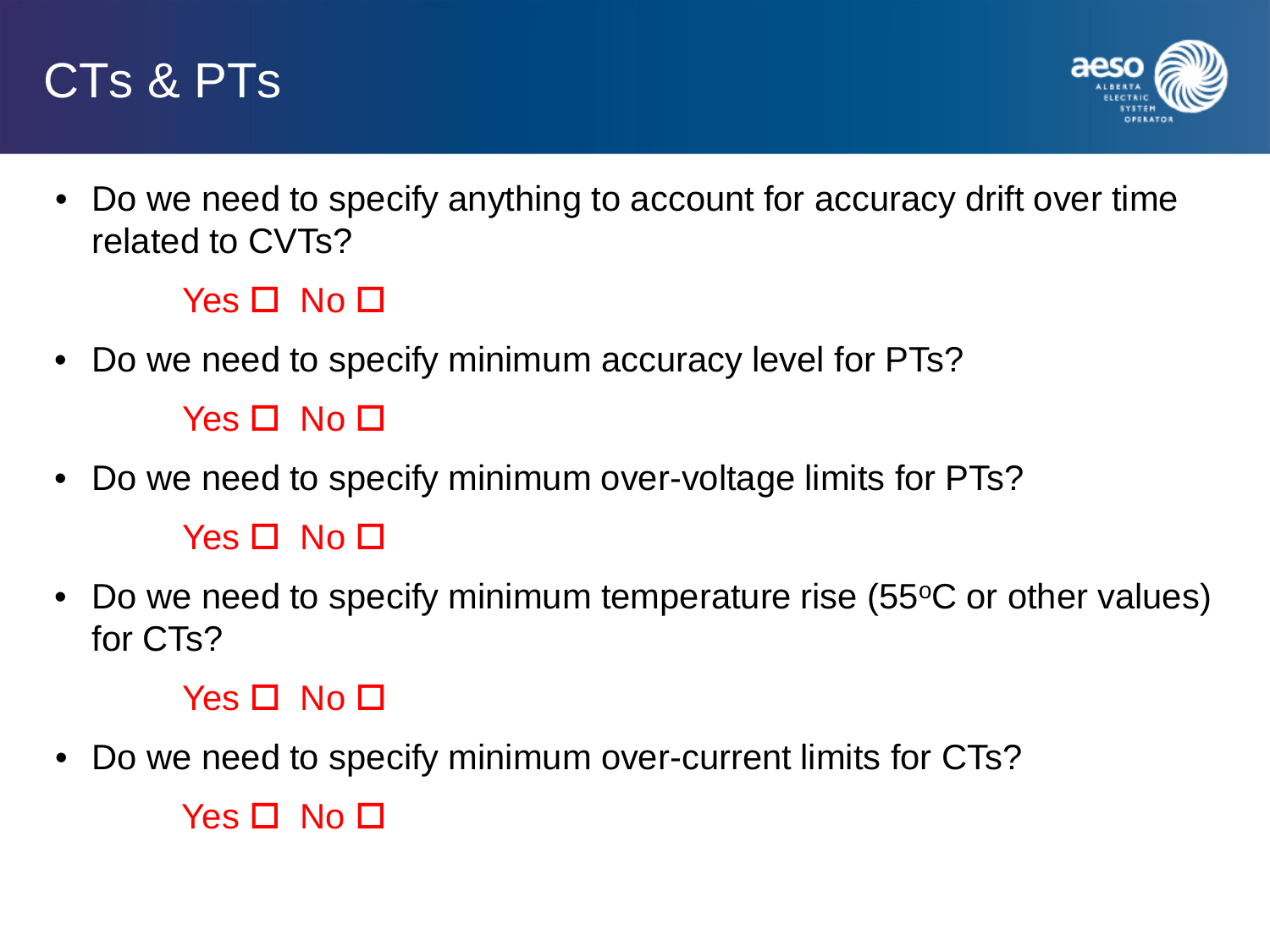# CTs & PTs

- Do we need to specify anything to account for accuracy drift over time related to CVTs?

  Yes ☐ No ☐

- Do we need to specify minimum accuracy level for PTs?

  Yes ☐ No ☐

- Do we need to specify minimum over-voltage limits for PTs?

  Yes ☐ No ☐

- Do we need to specify minimum temperature rise (55$^{o}$C or other values) for CTs?

  Yes ☐ No ☐

- Do we need to specify minimum over-current limits for CTs?

  Yes ☐ No ☐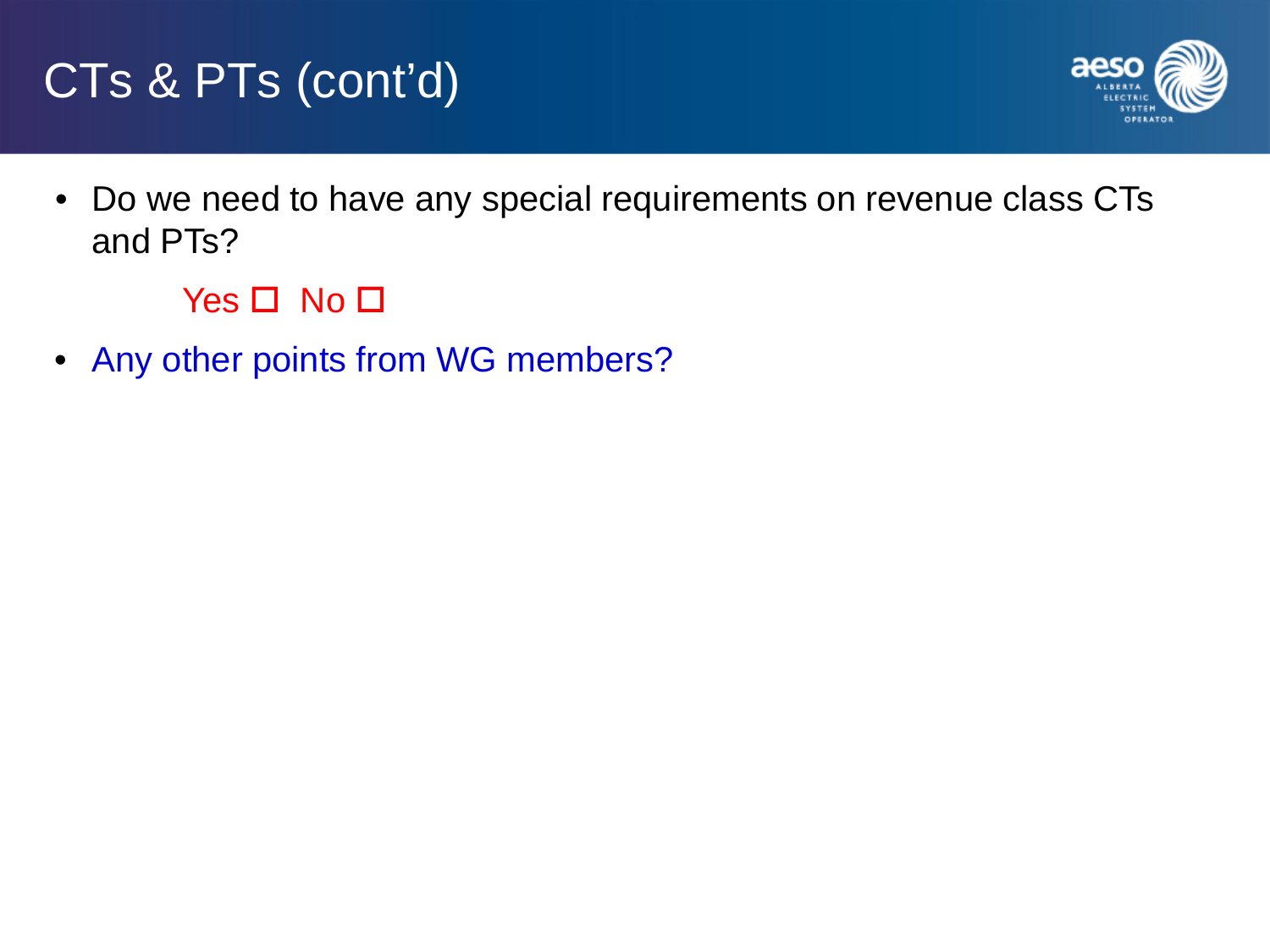# CTs & PTs (cont'd)

- Do we need to have any special requirements on revenue class CTs and PTs?

  Yes ☐ No ☐

- Any other points from WG members?